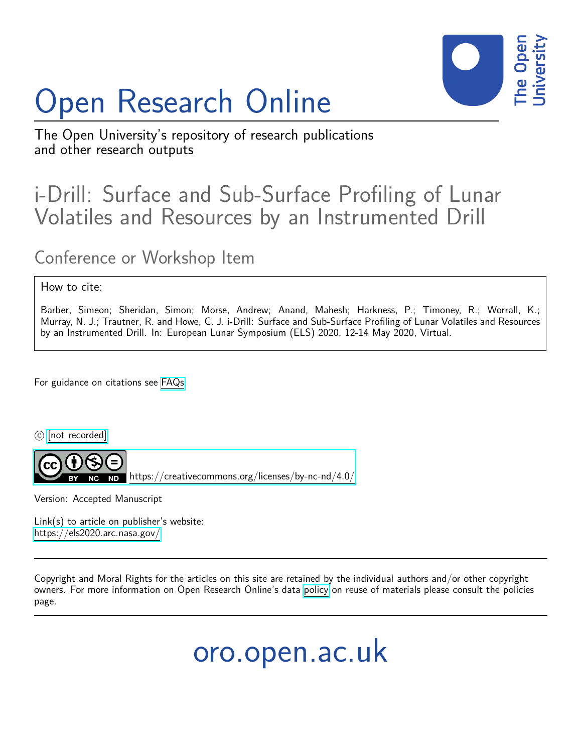# Open Research Online

The Open University's repository of research publications and other research outputs

## i-Drill: Surface and Sub-Surface Profiling of Lunar Volatiles and Resources by an Instrumented Drill

### Conference or Workshop Item

How to cite:

Barber, Simeon; Sheridan, Simon; Morse, Andrew; Anand, Mahesh; Harkness, P.; Timoney, R.; Worrall, K.; Murray, N. J.; Trautner, R. and Howe, C. J. i-Drill: Surface and Sub-Surface Profiling of Lunar Volatiles and Resources by an Instrumented Drill. In: European Lunar Symposium (ELS) 2020, 12-14 May 2020, Virtual.

For guidance on citations see FAQs.

© [not recorded]

https://creativecommons.org/licenses/by-nc-nd/4.0/

Version: Accepted Manuscript

Link(s) to article on publisher's website:
https://els2020.arc.nasa.gov/

Copyright and Moral Rights for the articles on this site are retained by the individual authors and/or other copyright owners. For more information on Open Research Online's data policy on reuse of materials please consult the policies page.

oro.open.ac.uk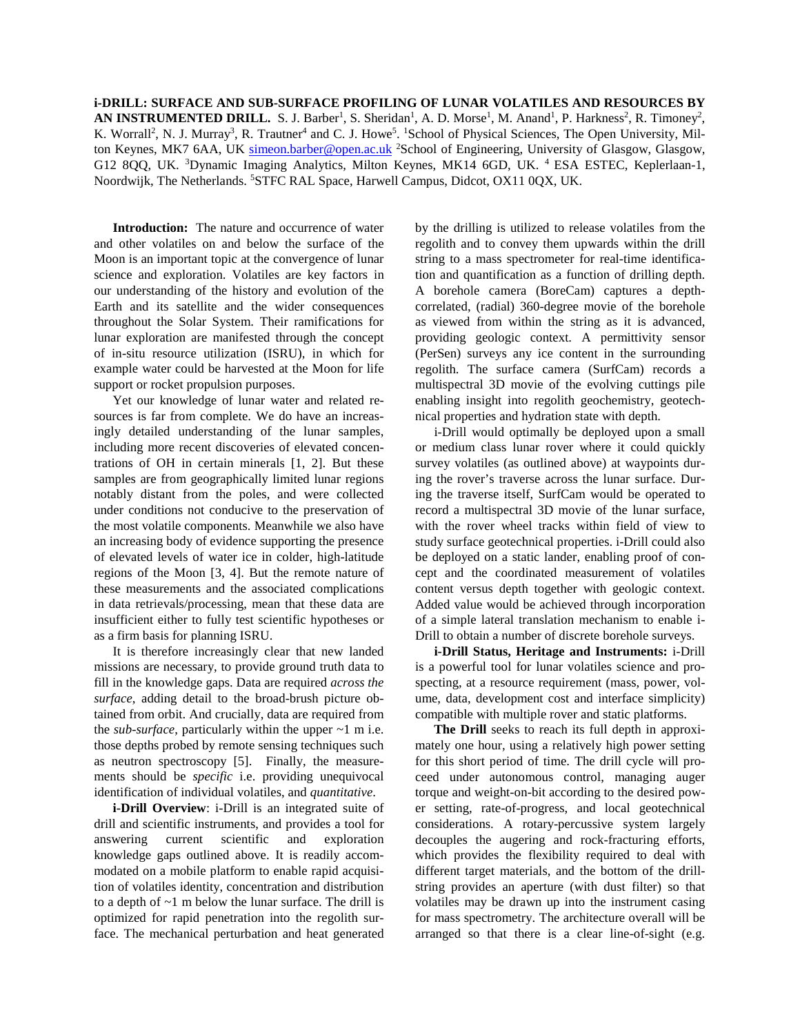**i-DRILL: SURFACE AND SUB-SURFACE PROFILING OF LUNAR VOLATILES AND RESOURCES BY AN INSTRUMENTED DRILL.** S. J. Barber[1], S. Sheridan[1], A. D. Morse[1], M. Anand[1], P. Harkness[2], R. Timoney[2], K. Worrall[2], N. J. Murray[3], R. Trautner[4] and C. J. Howe[5]. [1]School of Physical Sciences, The Open University, Milton Keynes, MK7 6AA, UK simeon.barber@open.ac.uk [2]School of Engineering, University of Glasgow, Glasgow, G12 8QQ, UK. [3]Dynamic Imaging Analytics, Milton Keynes, MK14 6GD, UK. [4] ESA ESTEC, Keplerlaan-1, Noordwijk, The Netherlands. [5]STFC RAL Space, Harwell Campus, Didcot, OX11 0QX, UK.

**Introduction:** The nature and occurrence of water and other volatiles on and below the surface of the Moon is an important topic at the convergence of lunar science and exploration. Volatiles are key factors in our understanding of the history and evolution of the Earth and its satellite and the wider consequences throughout the Solar System. Their ramifications for lunar exploration are manifested through the concept of in-situ resource utilization (ISRU), in which for example water could be harvested at the Moon for life support or rocket propulsion purposes.

Yet our knowledge of lunar water and related resources is far from complete. We do have an increasingly detailed understanding of the lunar samples, including more recent discoveries of elevated concentrations of OH in certain minerals [1, 2]. But these samples are from geographically limited lunar regions notably distant from the poles, and were collected under conditions not conducive to the preservation of the most volatile components. Meanwhile we also have an increasing body of evidence supporting the presence of elevated levels of water ice in colder, high-latitude regions of the Moon [3, 4]. But the remote nature of these measurements and the associated complications in data retrievals/processing, mean that these data are insufficient either to fully test scientific hypotheses or as a firm basis for planning ISRU.

It is therefore increasingly clear that new landed missions are necessary, to provide ground truth data to fill in the knowledge gaps. Data are required *across the surface*, adding detail to the broad-brush picture obtained from orbit. And crucially, data are required from the *sub-surface*, particularly within the upper ~1 m i.e. those depths probed by remote sensing techniques such as neutron spectroscopy [5]. Finally, the measurements should be *specific* i.e. providing unequivocal identification of individual volatiles, and *quantitative*.

**i-Drill Overview**: i-Drill is an integrated suite of drill and scientific instruments, and provides a tool for answering current scientific and exploration knowledge gaps outlined above. It is readily accommodated on a mobile platform to enable rapid acquisition of volatiles identity, concentration and distribution to a depth of ~1 m below the lunar surface. The drill is optimized for rapid penetration into the regolith surface. The mechanical perturbation and heat generated by the drilling is utilized to release volatiles from the regolith and to convey them upwards within the drill string to a mass spectrometer for real-time identification and quantification as a function of drilling depth. A borehole camera (BoreCam) captures a depth-correlated, (radial) 360-degree movie of the borehole as viewed from within the string as it is advanced, providing geologic context. A permittivity sensor (PerSen) surveys any ice content in the surrounding regolith. The surface camera (SurfCam) records a multispectral 3D movie of the evolving cuttings pile enabling insight into regolith geochemistry, geotechnical properties and hydration state with depth.

i-Drill would optimally be deployed upon a small or medium class lunar rover where it could quickly survey volatiles (as outlined above) at waypoints during the rover's traverse across the lunar surface. During the traverse itself, SurfCam would be operated to record a multispectral 3D movie of the lunar surface, with the rover wheel tracks within field of view to study surface geotechnical properties. i-Drill could also be deployed on a static lander, enabling proof of concept and the coordinated measurement of volatiles content versus depth together with geologic context. Added value would be achieved through incorporation of a simple lateral translation mechanism to enable i-Drill to obtain a number of discrete borehole surveys.

**i-Drill Status, Heritage and Instruments:** i-Drill is a powerful tool for lunar volatiles science and prospecting, at a resource requirement (mass, power, volume, data, development cost and interface simplicity) compatible with multiple rover and static platforms.

**The Drill** seeks to reach its full depth in approximately one hour, using a relatively high power setting for this short period of time. The drill cycle will proceed under autonomous control, managing auger torque and weight-on-bit according to the desired power setting, rate-of-progress, and local geotechnical considerations. A rotary-percussive system largely decouples the augering and rock-fracturing efforts, which provides the flexibility required to deal with different target materials, and the bottom of the drill-string provides an aperture (with dust filter) so that volatiles may be drawn up into the instrument casing for mass spectrometry. The architecture overall will be arranged so that there is a clear line-of-sight (e.g.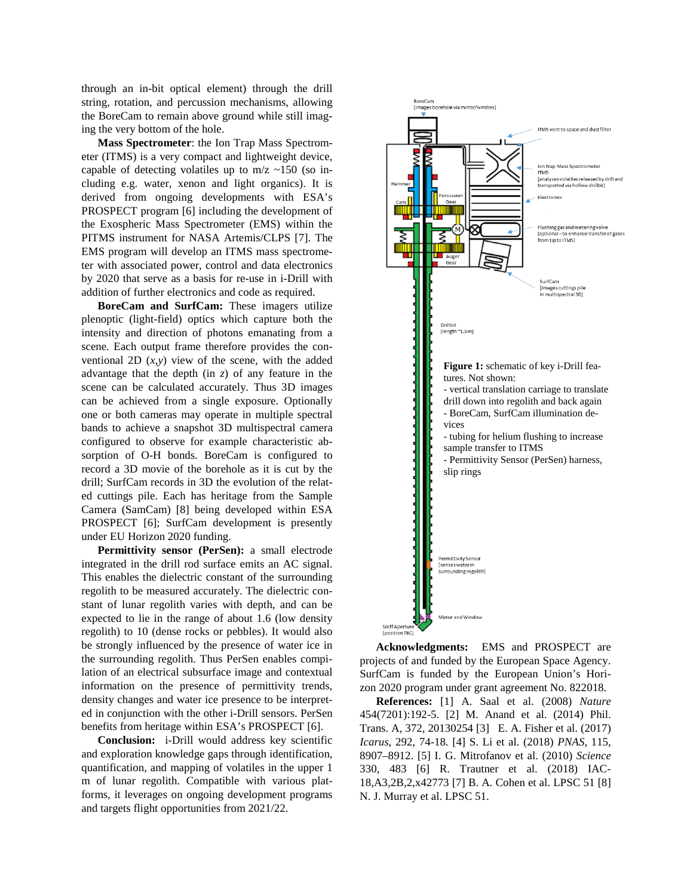through an in-bit optical element) through the drill string, rotation, and percussion mechanisms, allowing the BoreCam to remain above ground while still imaging the very bottom of the hole.

**Mass Spectrometer**: the Ion Trap Mass Spectrometer (ITMS) is a very compact and lightweight device, capable of detecting volatiles up to m/z ~150 (so including e.g. water, xenon and light organics). It is derived from ongoing developments with ESA's PROSPECT program [6] including the development of the Exospheric Mass Spectrometer (EMS) within the PITMS instrument for NASA Artemis/CLPS [7]. The EMS program will develop an ITMS mass spectrometer with associated power, control and data electronics by 2020 that serve as a basis for re-use in i-Drill with addition of further electronics and code as required.

**BoreCam and SurfCam:** These imagers utilize plenoptic (light-field) optics which capture both the intensity and direction of photons emanating from a scene. Each output frame therefore provides the conventional 2D ($x$,$y$) view of the scene, with the added advantage that the depth (in $z$) of any feature in the scene can be calculated accurately. Thus 3D images can be achieved from a single exposure. Optionally one or both cameras may operate in multiple spectral bands to achieve a snapshot 3D multispectral camera configured to observe for example characteristic absorption of O-H bonds. BoreCam is configured to record a 3D movie of the borehole as it is cut by the drill; SurfCam records in 3D the evolution of the related cuttings pile. Each has heritage from the Sample Camera (SamCam) [8] being developed within ESA PROSPECT [6]; SurfCam development is presently under EU Horizon 2020 funding.

**Permittivity sensor (PerSen):** a small electrode integrated in the drill rod surface emits an AC signal. This enables the dielectric constant of the surrounding regolith to be measured accurately. The dielectric constant of lunar regolith varies with depth, and can be expected to lie in the range of about 1.6 (low density regolith) to 10 (dense rocks or pebbles). It would also be strongly influenced by the presence of water ice in the surrounding regolith. Thus PerSen enables compilation of an electrical subsurface image and contextual information on the presence of permittivity trends, density changes and water ice presence to be interpreted in conjunction with the other i-Drill sensors. PerSen benefits from heritage within ESA's PROSPECT [6].

**Conclusion:** i-Drill would address key scientific and exploration knowledge gaps through identification, quantification, and mapping of volatiles in the upper 1 m of lunar regolith. Compatible with various platforms, it leverages on ongoing development programs and targets flight opportunities from 2021/22.

BoreCam
[images borehole via mirror/window]
ITMS vent to space and dust filter
Ion Trap Mass Spectrometer
ITMS
[analyses volatiles released by drill and transported via hollow drillbit]
Hammer
Percussion Gear
Cam
Electronics
M
Flushing gas and metering valve
[optional – to enhance transfer of gases from tip to ITMS]
Auger Gear
SurfCam
[images cuttings pile in multispectral 3D]
Drillbit
(length ~1.5 m)
Permittivity Sensor
[senses water in surrounding regolith]
Mirror and Window
Sniff Aperture
(position TBC)

**Figure 1:** schematic of key i-Drill features. Not shown:
- vertical translation carriage to translate drill down into regolith and back again
- BoreCam, SurfCam illumination devices
- tubing for helium flushing to increase sample transfer to ITMS
- Permittivity Sensor (PerSen) harness, slip rings

**Acknowledgments:** EMS and PROSPECT are projects of and funded by the European Space Agency. SurfCam is funded by the European Union's Horizon 2020 program under grant agreement No. 822018.

**References:** [1] A. Saal et al. (2008) *Nature* 454(7201):192-5. [2] M. Anand et al. (2014) Phil. Trans. A, 372, 20130254 [3] E. A. Fisher et al. (2017) *Icarus*, 292, 74-18. [4] S. Li et al. (2018) *PNAS*, 115, 8907–8912. [5] I. G. Mitrofanov et al. (2010) *Science* 330, 483 [6] R. Trautner et al. (2018) IAC-18,A3,2B,2,x42773 [7] B. A. Cohen et al. LPSC 51 [8] N. J. Murray et al. LPSC 51.